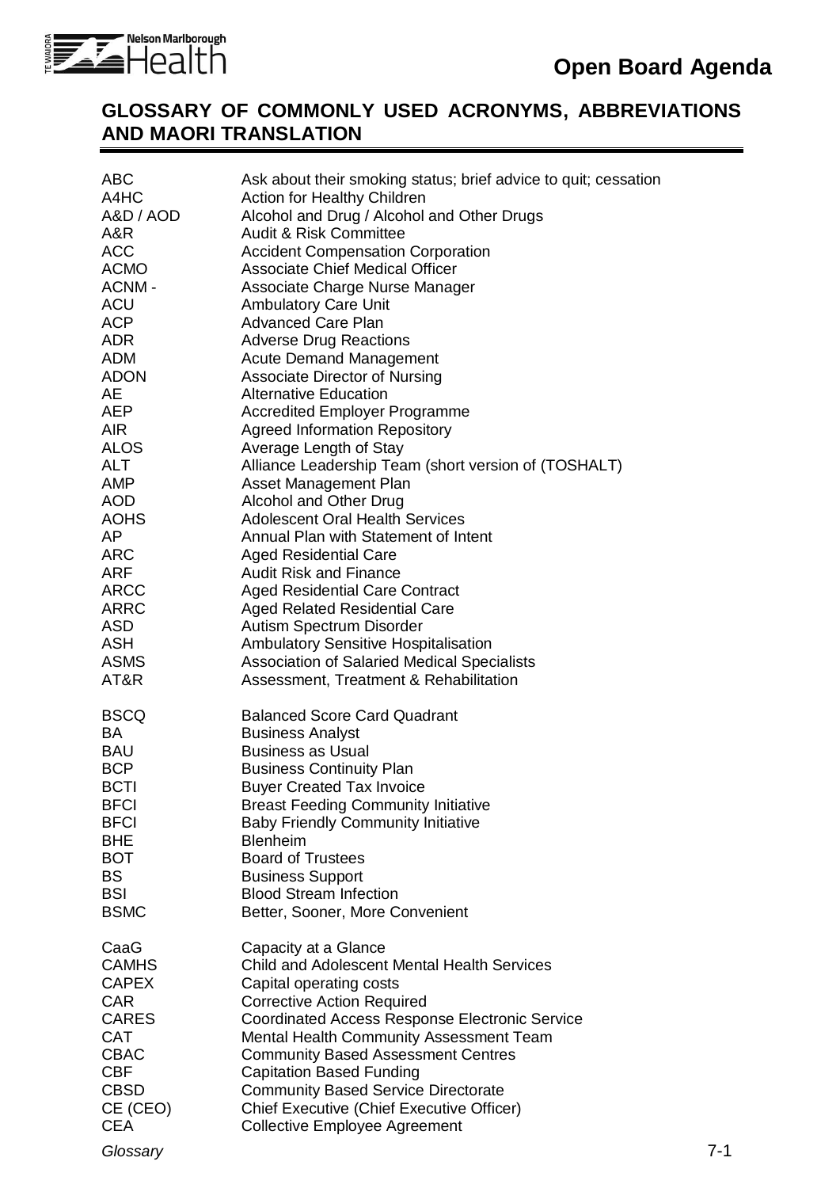## GLOSSARY OF COMMONLY USED ACRONYMS, ABBREVIATIONS AND MAORI TRANSLATION

| | |
|---|---|
| ABC | Ask about their smoking status; brief advice to quit; cessation |
| A4HC | Action for Healthy Children |
| A&D / AOD | Alcohol and Drug / Alcohol and Other Drugs |
| A&R | Audit & Risk Committee |
| ACC | Accident Compensation Corporation |
| ACMO | Associate Chief Medical Officer |
| ACNM - | Associate Charge Nurse Manager |
| ACU | Ambulatory Care Unit |
| ACP | Advanced Care Plan |
| ADR | Adverse Drug Reactions |
| ADM | Acute Demand Management |
| ADON | Associate Director of Nursing |
| AE | Alternative Education |
| AEP | Accredited Employer Programme |
| AIR | Agreed Information Repository |
| ALOS | Average Length of Stay |
| ALT | Alliance Leadership Team (short version of (TOSHALT) |
| AMP | Asset Management Plan |
| AOD | Alcohol and Other Drug |
| AOHS | Adolescent Oral Health Services |
| AP | Annual Plan with Statement of Intent |
| ARC | Aged Residential Care |
| ARF | Audit Risk and Finance |
| ARCC | Aged Residential Care Contract |
| ARRC | Aged Related Residential Care |
| ASD | Autism Spectrum Disorder |
| ASH | Ambulatory Sensitive Hospitalisation |
| ASMS | Association of Salaried Medical Specialists |
| AT&R | Assessment, Treatment & Rehabilitation |
| | |
| BSCQ | Balanced Score Card Quadrant |
| BA | Business Analyst |
| BAU | Business as Usual |
| BCP | Business Continuity Plan |
| BCTI | Buyer Created Tax Invoice |
| BFCI | Breast Feeding Community Initiative |
| BFCI | Baby Friendly Community Initiative |
| BHE | Blenheim |
| BOT | Board of Trustees |
| BS | Business Support |
| BSI | Blood Stream Infection |
| BSMC | Better, Sooner, More Convenient |
| | |
| CaaG | Capacity at a Glance |
| CAMHS | Child and Adolescent Mental Health Services |
| CAPEX | Capital operating costs |
| CAR | Corrective Action Required |
| CARES | Coordinated Access Response Electronic Service |
| CAT | Mental Health Community Assessment Team |
| CBAC | Community Based Assessment Centres |
| CBF | Capitation Based Funding |
| CBSD | Community Based Service Directorate |
| CE (CEO) | Chief Executive (Chief Executive Officer) |
| CEA | Collective Employee Agreement |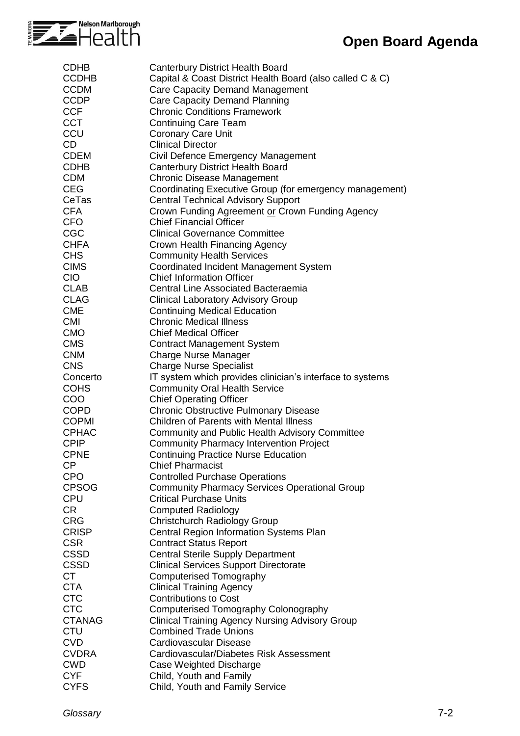| | |
|---|---|
| CDHB | Canterbury District Health Board |
| CCDHB | Capital & Coast District Health Board (also called C & C) |
| CCDM | Care Capacity Demand Management |
| CCDP | Care Capacity Demand Planning |
| CCF | Chronic Conditions Framework |
| CCT | Continuing Care Team |
| CCU | Coronary Care Unit |
| CD | Clinical Director |
| CDEM | Civil Defence Emergency Management |
| CDHB | Canterbury District Health Board |
| CDM | Chronic Disease Management |
| CEG | Coordinating Executive Group (for emergency management) |
| CeTas | Central Technical Advisory Support |
| CFA | Crown Funding Agreement <u>or</u> Crown Funding Agency |
| CFO | Chief Financial Officer |
| CGC | Clinical Governance Committee |
| CHFA | Crown Health Financing Agency |
| CHS | Community Health Services |
| CIMS | Coordinated Incident Management System |
| CIO | Chief Information Officer |
| CLAB | Central Line Associated Bacteraemia |
| CLAG | Clinical Laboratory Advisory Group |
| CME | Continuing Medical Education |
| CMI | Chronic Medical Illness |
| CMO | Chief Medical Officer |
| CMS | Contract Management System |
| CNM | Charge Nurse Manager |
| CNS | Charge Nurse Specialist |
| Concerto | IT system which provides clinician's interface to systems |
| COHS | Community Oral Health Service |
| COO | Chief Operating Officer |
| COPD | Chronic Obstructive Pulmonary Disease |
| COPMI | Children of Parents with Mental Illness |
| CPHAC | Community and Public Health Advisory Committee |
| CPIP | Community Pharmacy Intervention Project |
| CPNE | Continuing Practice Nurse Education |
| CP | Chief Pharmacist |
| CPO | Controlled Purchase Operations |
| CPSOG | Community Pharmacy Services Operational Group |
| CPU | Critical Purchase Units |
| CR | Computed Radiology |
| CRG | Christchurch Radiology Group |
| CRISP | Central Region Information Systems Plan |
| CSR | Contract Status Report |
| CSSD | Central Sterile Supply Department |
| CSSD | Clinical Services Support Directorate |
| CT | Computerised Tomography |
| CTA | Clinical Training Agency |
| CTC | Contributions to Cost |
| CTC | Computerised Tomography Colonography |
| CTANAG | Clinical Training Agency Nursing Advisory Group |
| CTU | Combined Trade Unions |
| CVD | Cardiovascular Disease |
| CVDRA | Cardiovascular/Diabetes Risk Assessment |
| CWD | Case Weighted Discharge |
| CYF | Child, Youth and Family |
| CYFS | Child, Youth and Family Service |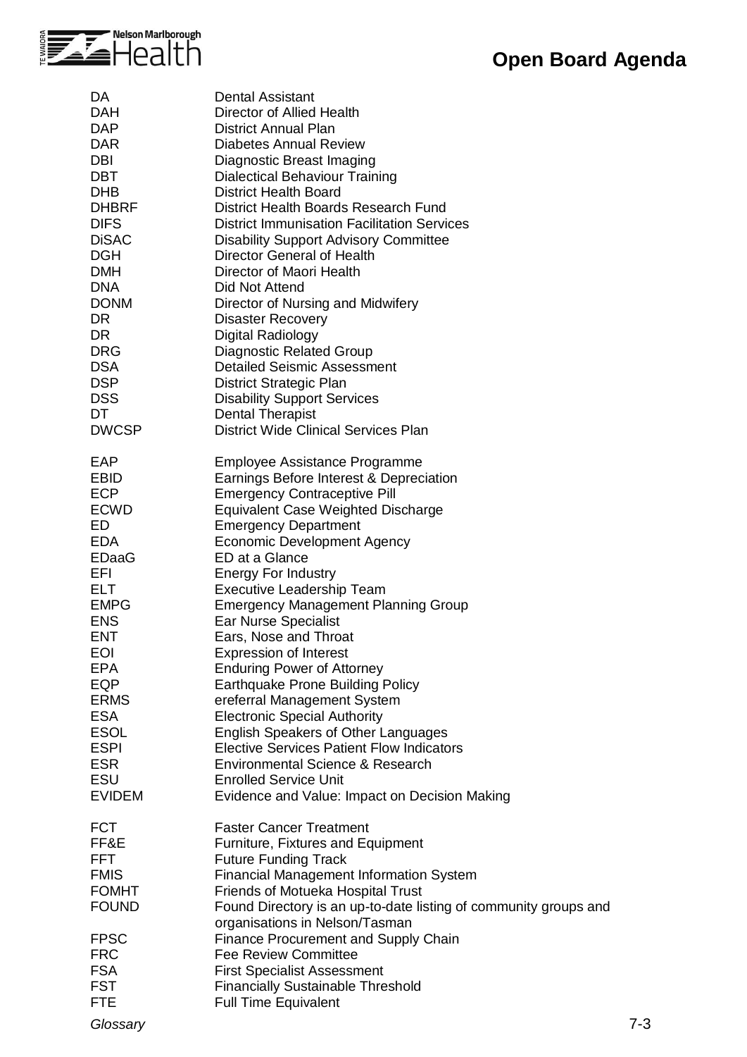| | |
|---|---|
| DA | Dental Assistant |
| DAH | Director of Allied Health |
| DAP | District Annual Plan |
| DAR | Diabetes Annual Review |
| DBI | Diagnostic Breast Imaging |
| DBT | Dialectical Behaviour Training |
| DHB | District Health Board |
| DHBRF | District Health Boards Research Fund |
| DIFS | District Immunisation Facilitation Services |
| DiSAC | Disability Support Advisory Committee |
| DGH | Director General of Health |
| DMH | Director of Maori Health |
| DNA | Did Not Attend |
| DONM | Director of Nursing and Midwifery |
| DR | Disaster Recovery |
| DR | Digital Radiology |
| DRG | Diagnostic Related Group |
| DSA | Detailed Seismic Assessment |
| DSP | District Strategic Plan |
| DSS | Disability Support Services |
| DT | Dental Therapist |
| DWCSP | District Wide Clinical Services Plan |
| | |
| EAP | Employee Assistance Programme |
| EBID | Earnings Before Interest & Depreciation |
| ECP | Emergency Contraceptive Pill |
| ECWD | Equivalent Case Weighted Discharge |
| ED | Emergency Department |
| EDA | Economic Development Agency |
| EDaaG | ED at a Glance |
| EFI | Energy For Industry |
| ELT | Executive Leadership Team |
| EMPG | Emergency Management Planning Group |
| ENS | Ear Nurse Specialist |
| ENT | Ears, Nose and Throat |
| EOI | Expression of Interest |
| EPA | Enduring Power of Attorney |
| EQP | Earthquake Prone Building Policy |
| ERMS | ereferral Management System |
| ESA | Electronic Special Authority |
| ESOL | English Speakers of Other Languages |
| ESPI | Elective Services Patient Flow Indicators |
| ESR | Environmental Science & Research |
| ESU | Enrolled Service Unit |
| EVIDEM | Evidence and Value: Impact on Decision Making |
| | |
| FCT | Faster Cancer Treatment |
| FF&E | Furniture, Fixtures and Equipment |
| FFT | Future Funding Track |
| FMIS | Financial Management Information System |
| FOMHT | Friends of Motueka Hospital Trust |
| FOUND | Found Directory is an up-to-date listing of community groups and organisations in Nelson/Tasman |
| FPSC | Finance Procurement and Supply Chain |
| FRC | Fee Review Committee |
| FSA | First Specialist Assessment |
| FST | Financially Sustainable Threshold |
| FTE | Full Time Equivalent |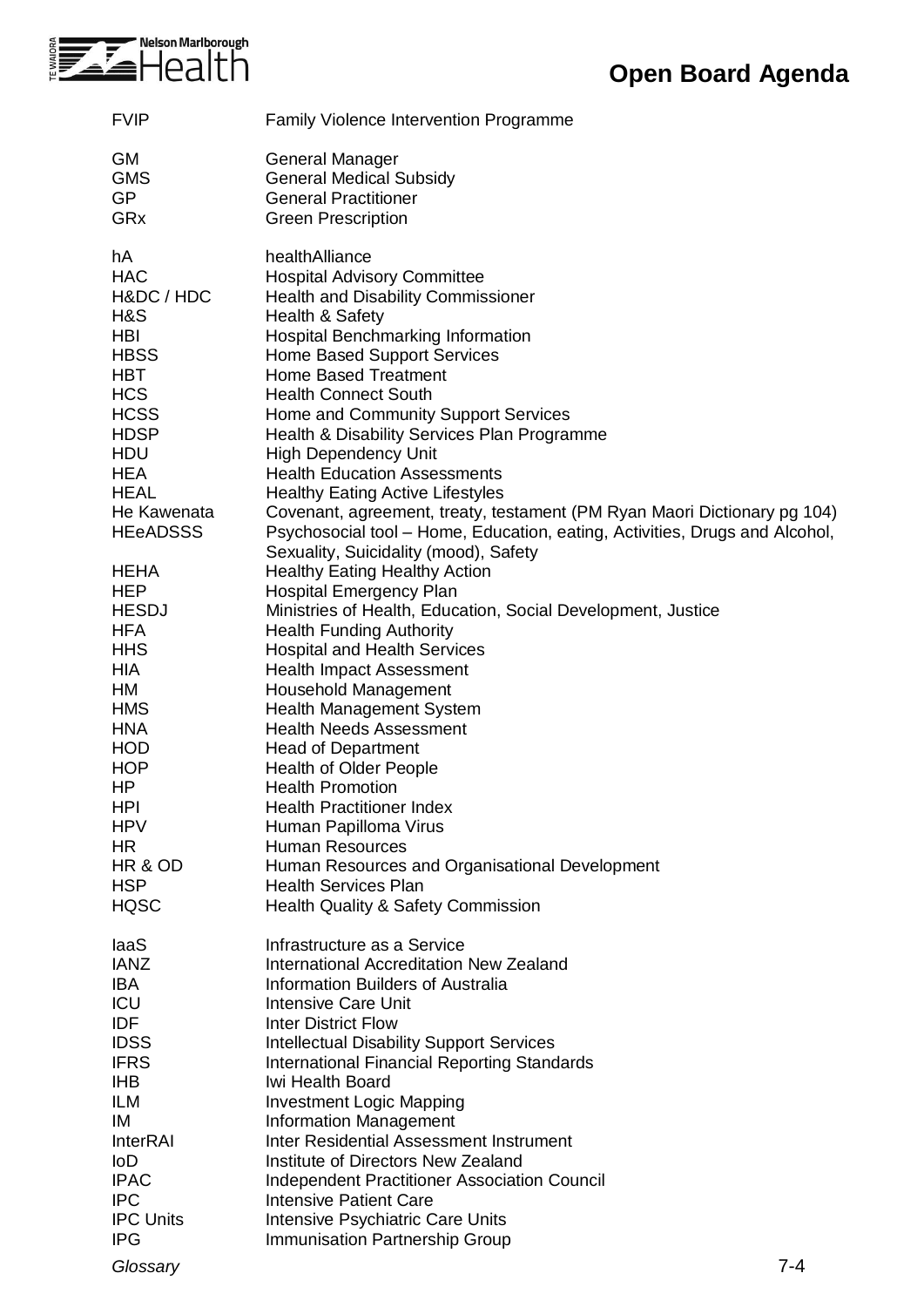| | |
|---|---|
| FVIP | Family Violence Intervention Programme |
| GM | General Manager |
| GMS | General Medical Subsidy |
| GP | General Practitioner |
| GRx | Green Prescription |
| hA | healthAlliance |
| HAC | Hospital Advisory Committee |
| H&DC / HDC | Health and Disability Commissioner |
| H&S | Health & Safety |
| HBI | Hospital Benchmarking Information |
| HBSS | Home Based Support Services |
| HBT | Home Based Treatment |
| HCS | Health Connect South |
| HCSS | Home and Community Support Services |
| HDSP | Health & Disability Services Plan Programme |
| HDU | High Dependency Unit |
| HEA | Health Education Assessments |
| HEAL | Healthy Eating Active Lifestyles |
| He Kawenata | Covenant, agreement, treaty, testament (PM Ryan Maori Dictionary pg 104) |
| HEeADSSS | Psychosocial tool – Home, Education, eating, Activities, Drugs and Alcohol, Sexuality, Suicidality (mood), Safety |
| HEHA | Healthy Eating Healthy Action |
| HEP | Hospital Emergency Plan |
| HESDJ | Ministries of Health, Education, Social Development, Justice |
| HFA | Health Funding Authority |
| HHS | Hospital and Health Services |
| HIA | Health Impact Assessment |
| HM | Household Management |
| HMS | Health Management System |
| HNA | Health Needs Assessment |
| HOD | Head of Department |
| HOP | Health of Older People |
| HP | Health Promotion |
| HPI | Health Practitioner Index |
| HPV | Human Papilloma Virus |
| HR | Human Resources |
| HR & OD | Human Resources and Organisational Development |
| HSP | Health Services Plan |
| HQSC | Health Quality & Safety Commission |
| IaaS | Infrastructure as a Service |
| IANZ | International Accreditation New Zealand |
| IBA | Information Builders of Australia |
| ICU | Intensive Care Unit |
| IDF | Inter District Flow |
| IDSS | Intellectual Disability Support Services |
| IFRS | International Financial Reporting Standards |
| IHB | Iwi Health Board |
| ILM | Investment Logic Mapping |
| IM | Information Management |
| InterRAI | Inter Residential Assessment Instrument |
| IoD | Institute of Directors New Zealand |
| IPAC | Independent Practitioner Association Council |
| IPC | Intensive Patient Care |
| IPC Units | Intensive Psychiatric Care Units |
| IPG | Immunisation Partnership Group |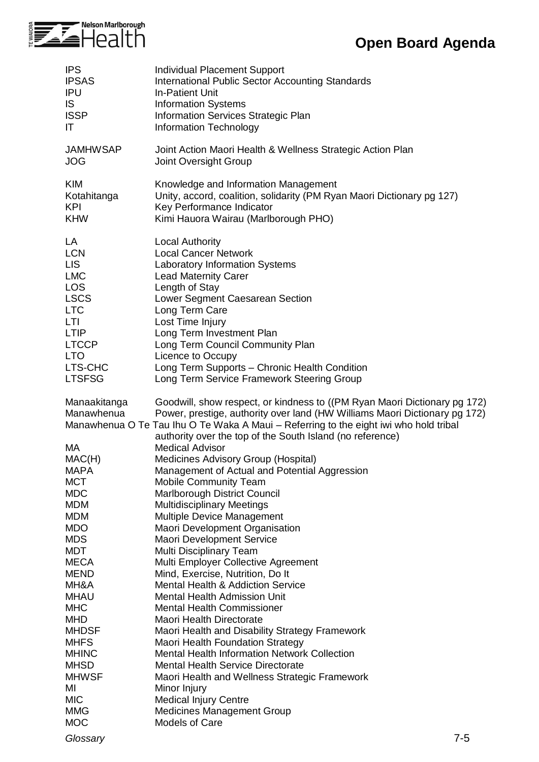| | |
|---|---|
| IPS | Individual Placement Support |
| IPSAS | International Public Sector Accounting Standards |
| IPU | In-Patient Unit |
| IS | Information Systems |
| ISSP | Information Services Strategic Plan |
| IT | Information Technology |
| | |
| JAMHWSAP | Joint Action Maori Health & Wellness Strategic Action Plan |
| JOG | Joint Oversight Group |
| | |
| KIM | Knowledge and Information Management |
| Kotahitanga | Unity, accord, coalition, solidarity (PM Ryan Maori Dictionary pg 127) |
| KPI | Key Performance Indicator |
| KHW | Kimi Hauora Wairau (Marlborough PHO) |
| | |
| LA | Local Authority |
| LCN | Local Cancer Network |
| LIS | Laboratory Information Systems |
| LMC | Lead Maternity Carer |
| LOS | Length of Stay |
| LSCS | Lower Segment Caesarean Section |
| LTC | Long Term Care |
| LTI | Lost Time Injury |
| LTIP | Long Term Investment Plan |
| LTCCP | Long Term Council Community Plan |
| LTO | Licence to Occupy |
| LTS-CHC | Long Term Supports – Chronic Health Condition |
| LTSFSG | Long Term Service Framework Steering Group |
| | |
| Manaakitanga | Goodwill, show respect, or kindness to ((PM Ryan Maori Dictionary pg 172) |
| Manawhenua | Power, prestige, authority over land (HW Williams Maori Dictionary pg 172) |
| Manawhenua O Te Tau Ihu O Te Waka A Maui | Referring to the eight iwi who hold tribal authority over the top of the South Island (no reference) |
| MA | Medical Advisor |
| MAC(H) | Medicines Advisory Group (Hospital) |
| MAPA | Management of Actual and Potential Aggression |
| MCT | Mobile Community Team |
| MDC | Marlborough District Council |
| MDM | Multidisciplinary Meetings |
| MDM | Multiple Device Management |
| MDO | Maori Development Organisation |
| MDS | Maori Development Service |
| MDT | Multi Disciplinary Team |
| MECA | Multi Employer Collective Agreement |
| MEND | Mind, Exercise, Nutrition, Do It |
| MH&A | Mental Health & Addiction Service |
| MHAU | Mental Health Admission Unit |
| MHC | Mental Health Commissioner |
| MHD | Maori Health Directorate |
| MHDSF | Maori Health and Disability Strategy Framework |
| MHFS | Maori Health Foundation Strategy |
| MHINC | Mental Health Information Network Collection |
| MHSD | Mental Health Service Directorate |
| MHWSF | Maori Health and Wellness Strategic Framework |
| MI | Minor Injury |
| MIC | Medical Injury Centre |
| MMG | Medicines Management Group |
| MOC | Models of Care |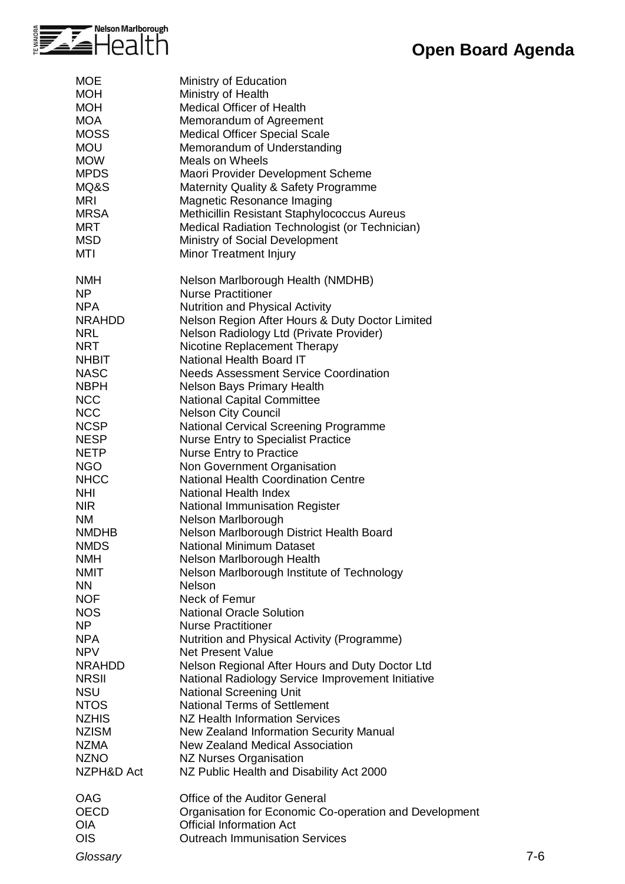| | |
|---|---|
| MOE | Ministry of Education |
| MOH | Ministry of Health |
| MOH | Medical Officer of Health |
| MOA | Memorandum of Agreement |
| MOSS | Medical Officer Special Scale |
| MOU | Memorandum of Understanding |
| MOW | Meals on Wheels |
| MPDS | Maori Provider Development Scheme |
| MQ&S | Maternity Quality & Safety Programme |
| MRI | Magnetic Resonance Imaging |
| MRSA | Methicillin Resistant Staphylococcus Aureus |
| MRT | Medical Radiation Technologist (or Technician) |
| MSD | Ministry of Social Development |
| MTI | Minor Treatment Injury |
| | |
| NMH | Nelson Marlborough Health (NMDHB) |
| NP | Nurse Practitioner |
| NPA | Nutrition and Physical Activity |
| NRAHDD | Nelson Region After Hours & Duty Doctor Limited |
| NRL | Nelson Radiology Ltd (Private Provider) |
| NRT | Nicotine Replacement Therapy |
| NHBIT | National Health Board IT |
| NASC | Needs Assessment Service Coordination |
| NBPH | Nelson Bays Primary Health |
| NCC | National Capital Committee |
| NCC | Nelson City Council |
| NCSP | National Cervical Screening Programme |
| NESP | Nurse Entry to Specialist Practice |
| NETP | Nurse Entry to Practice |
| NGO | Non Government Organisation |
| NHCC | National Health Coordination Centre |
| NHI | National Health Index |
| NIR | National Immunisation Register |
| NM | Nelson Marlborough |
| NMDHB | Nelson Marlborough District Health Board |
| NMDS | National Minimum Dataset |
| NMH | Nelson Marlborough Health |
| NMIT | Nelson Marlborough Institute of Technology |
| NN | Nelson |
| NOF | Neck of Femur |
| NOS | National Oracle Solution |
| NP | Nurse Practitioner |
| NPA | Nutrition and Physical Activity (Programme) |
| NPV | Net Present Value |
| NRAHDD | Nelson Regional After Hours and Duty Doctor Ltd |
| NRSII | National Radiology Service Improvement Initiative |
| NSU | National Screening Unit |
| NTOS | National Terms of Settlement |
| NZHIS | NZ Health Information Services |
| NZISM | New Zealand Information Security Manual |
| NZMA | New Zealand Medical Association |
| NZNO | NZ Nurses Organisation |
| NZPH&D Act | NZ Public Health and Disability Act 2000 |
| | |
| OAG | Office of the Auditor General |
| OECD | Organisation for Economic Co-operation and Development |
| OIA | Official Information Act |
| OIS | Outreach Immunisation Services |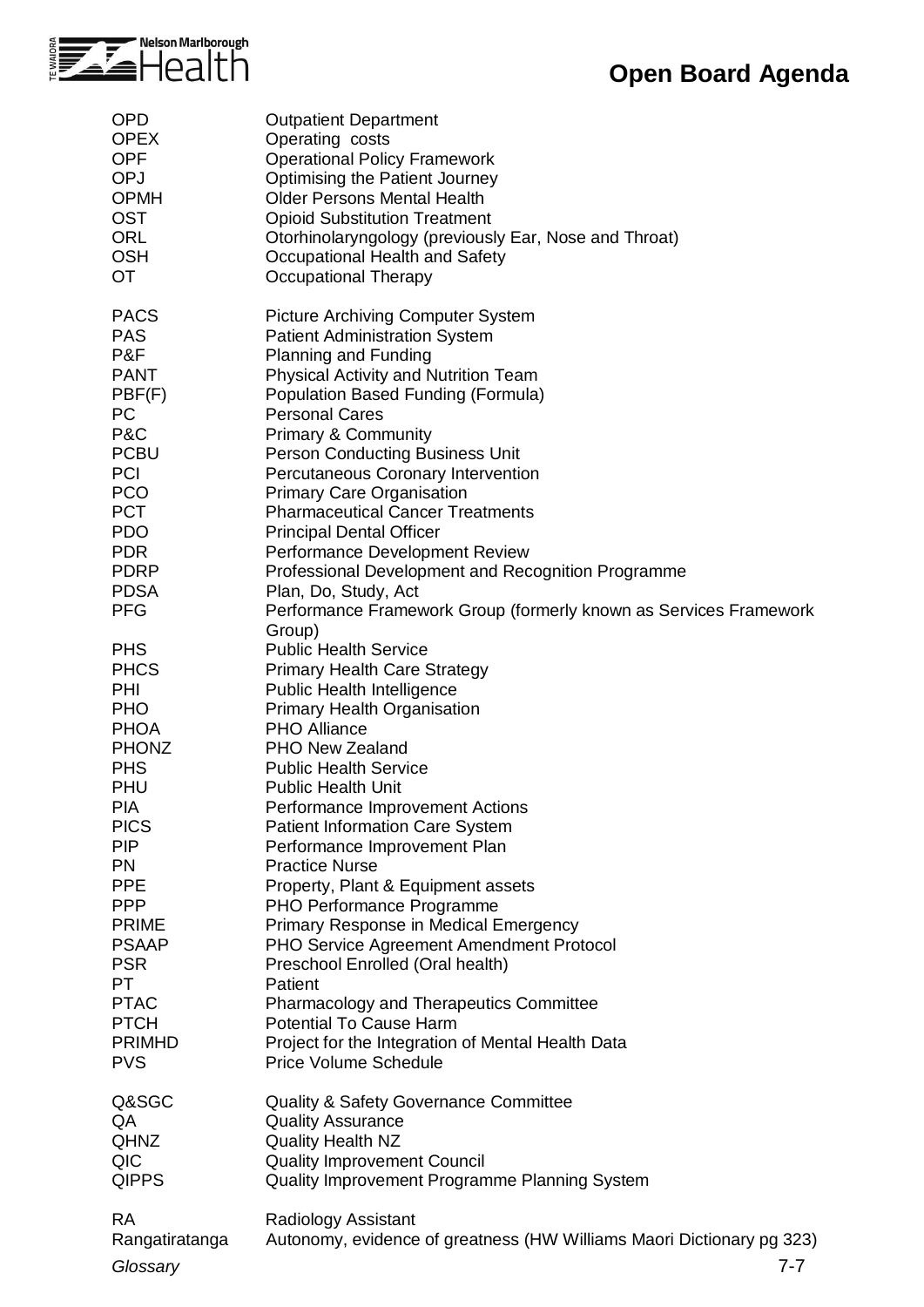| | |
|---|---|
| OPD | Outpatient Department |
| OPEX | Operating costs |
| OPF | Operational Policy Framework |
| OPJ | Optimising the Patient Journey |
| OPMH | Older Persons Mental Health |
| OST | Opioid Substitution Treatment |
| ORL | Otorhinolaryngology (previously Ear, Nose and Throat) |
| OSH | Occupational Health and Safety |
| OT | Occupational Therapy |
| | |
| PACS | Picture Archiving Computer System |
| PAS | Patient Administration System |
| P&F | Planning and Funding |
| PANT | Physical Activity and Nutrition Team |
| PBF(F) | Population Based Funding (Formula) |
| PC | Personal Cares |
| P&C | Primary & Community |
| PCBU | Person Conducting Business Unit |
| PCI | Percutaneous Coronary Intervention |
| PCO | Primary Care Organisation |
| PCT | Pharmaceutical Cancer Treatments |
| PDO | Principal Dental Officer |
| PDR | Performance Development Review |
| PDRP | Professional Development and Recognition Programme |
| PDSA | Plan, Do, Study, Act |
| PFG | Performance Framework Group (formerly known as Services Framework Group) |
| PHS | Public Health Service |
| PHCS | Primary Health Care Strategy |
| PHI | Public Health Intelligence |
| PHO | Primary Health Organisation |
| PHOA | PHO Alliance |
| PHONZ | PHO New Zealand |
| PHS | Public Health Service |
| PHU | Public Health Unit |
| PIA | Performance Improvement Actions |
| PICS | Patient Information Care System |
| PIP | Performance Improvement Plan |
| PN | Practice Nurse |
| PPE | Property, Plant & Equipment assets |
| PPP | PHO Performance Programme |
| PRIME | Primary Response in Medical Emergency |
| PSAAP | PHO Service Agreement Amendment Protocol |
| PSR | Preschool Enrolled (Oral health) |
| PT | Patient |
| PTAC | Pharmacology and Therapeutics Committee |
| PTCH | Potential To Cause Harm |
| PRIMHD | Project for the Integration of Mental Health Data |
| PVS | Price Volume Schedule |
| | |
| Q&SGC | Quality & Safety Governance Committee |
| QA | Quality Assurance |
| QHNZ | Quality Health NZ |
| QIC | Quality Improvement Council |
| QIPPS | Quality Improvement Programme Planning System |
| | |
| RA | Radiology Assistant |
| Rangatiratanga | Autonomy, evidence of greatness (HW Williams Maori Dictionary pg 323) |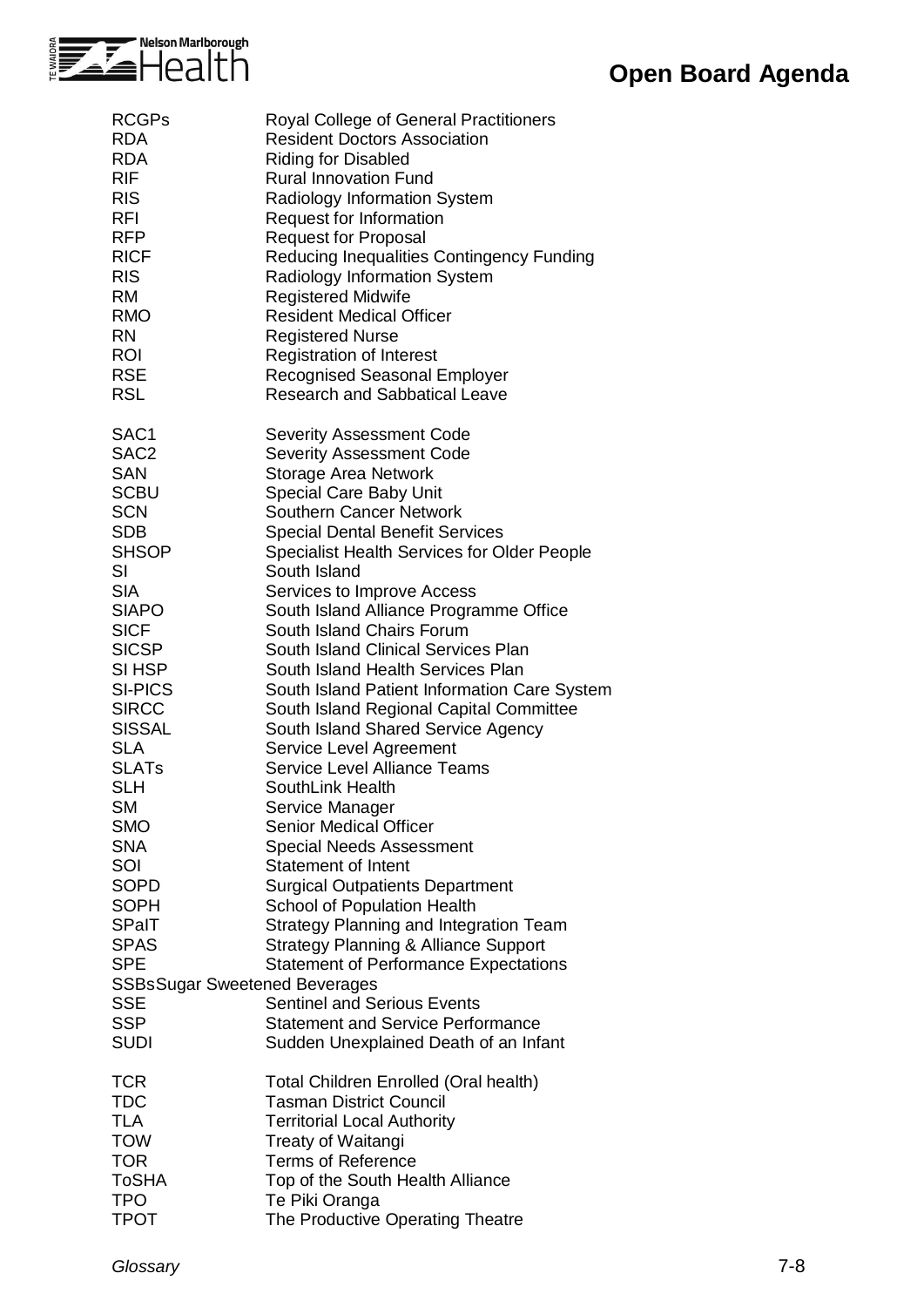| | |
|---|---|
| RCGPs | Royal College of General Practitioners |
| RDA | Resident Doctors Association |
| RDA | Riding for Disabled |
| RIF | Rural Innovation Fund |
| RIS | Radiology Information System |
| RFI | Request for Information |
| RFP | Request for Proposal |
| RICF | Reducing Inequalities Contingency Funding |
| RIS | Radiology Information System |
| RM | Registered Midwife |
| RMO | Resident Medical Officer |
| RN | Registered Nurse |
| ROI | Registration of Interest |
| RSE | Recognised Seasonal Employer |
| RSL | Research and Sabbatical Leave |
| | |
| SAC1 | Severity Assessment Code |
| SAC2 | Severity Assessment Code |
| SAN | Storage Area Network |
| SCBU | Special Care Baby Unit |
| SCN | Southern Cancer Network |
| SDB | Special Dental Benefit Services |
| SHSOP | Specialist Health Services for Older People |
| SI | South Island |
| SIA | Services to Improve Access |
| SIAPO | South Island Alliance Programme Office |
| SICF | South Island Chairs Forum |
| SICSP | South Island Clinical Services Plan |
| SI HSP | South Island Health Services Plan |
| SI-PICS | South Island Patient Information Care System |
| SIRCC | South Island Regional Capital Committee |
| SISSAL | South Island Shared Service Agency |
| SLA | Service Level Agreement |
| SLATs | Service Level Alliance Teams |
| SLH | SouthLink Health |
| SM | Service Manager |
| SMO | Senior Medical Officer |
| SNA | Special Needs Assessment |
| SOI | Statement of Intent |
| SOPD | Surgical Outpatients Department |
| SOPH | School of Population Health |
| SPaIT | Strategy Planning and Integration Team |
| SPAS | Strategy Planning & Alliance Support |
| SPE | Statement of Performance Expectations |
| SSBs | Sugar Sweetened Beverages |
| SSE | Sentinel and Serious Events |
| SSP | Statement and Service Performance |
| SUDI | Sudden Unexplained Death of an Infant |
| | |
| TCR | Total Children Enrolled (Oral health) |
| TDC | Tasman District Council |
| TLA | Territorial Local Authority |
| TOW | Treaty of Waitangi |
| TOR | Terms of Reference |
| ToSHA | Top of the South Health Alliance |
| TPO | Te Piki Oranga |
| TPOT | The Productive Operating Theatre |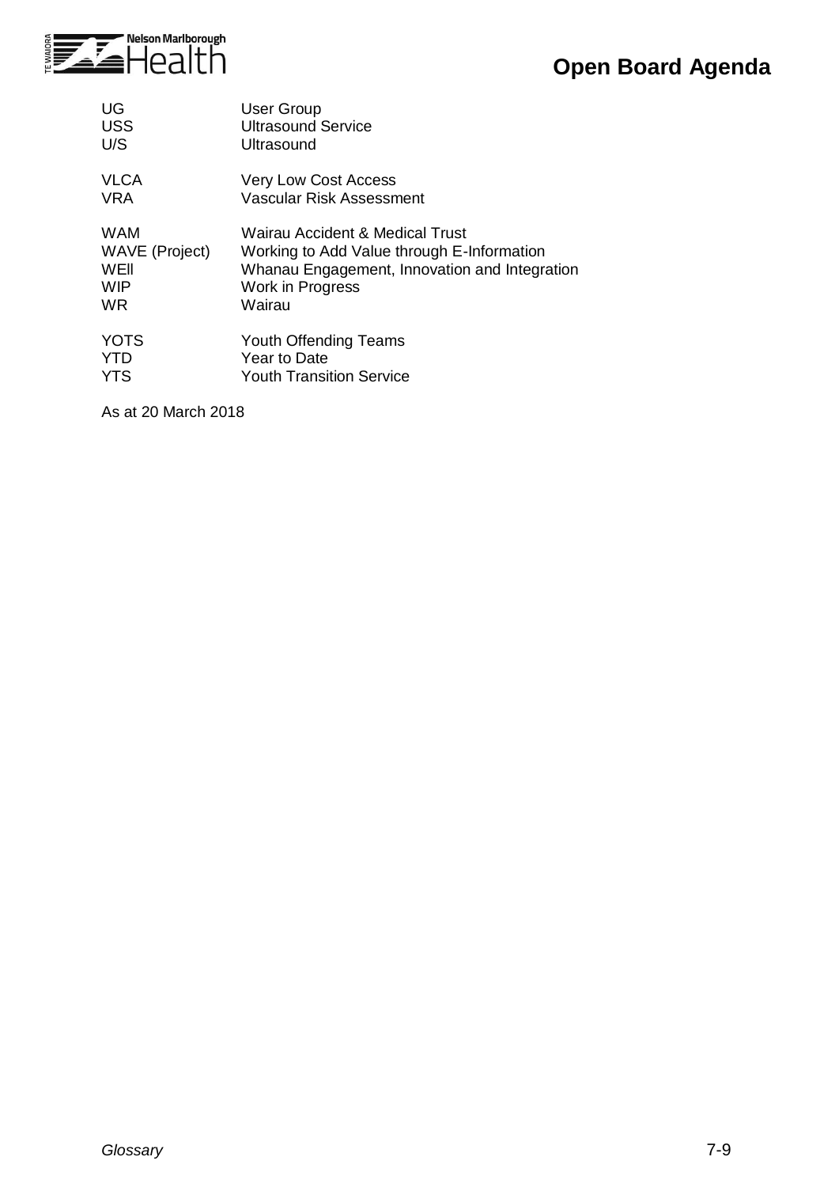| | |
|---|---|
| UG | User Group |
| USS | Ultrasound Service |
| U/S | Ultrasound |
| VLCA | Very Low Cost Access |
| VRA | Vascular Risk Assessment |
| WAM | Wairau Accident & Medical Trust |
| WAVE (Project) | Working to Add Value through E-Information |
| WEll | Whanau Engagement, Innovation and Integration |
| WIP | Work in Progress |
| WR | Wairau |
| YOTS | Youth Offending Teams |
| YTD | Year to Date |
| YTS | Youth Transition Service |

As at 20 March 2018